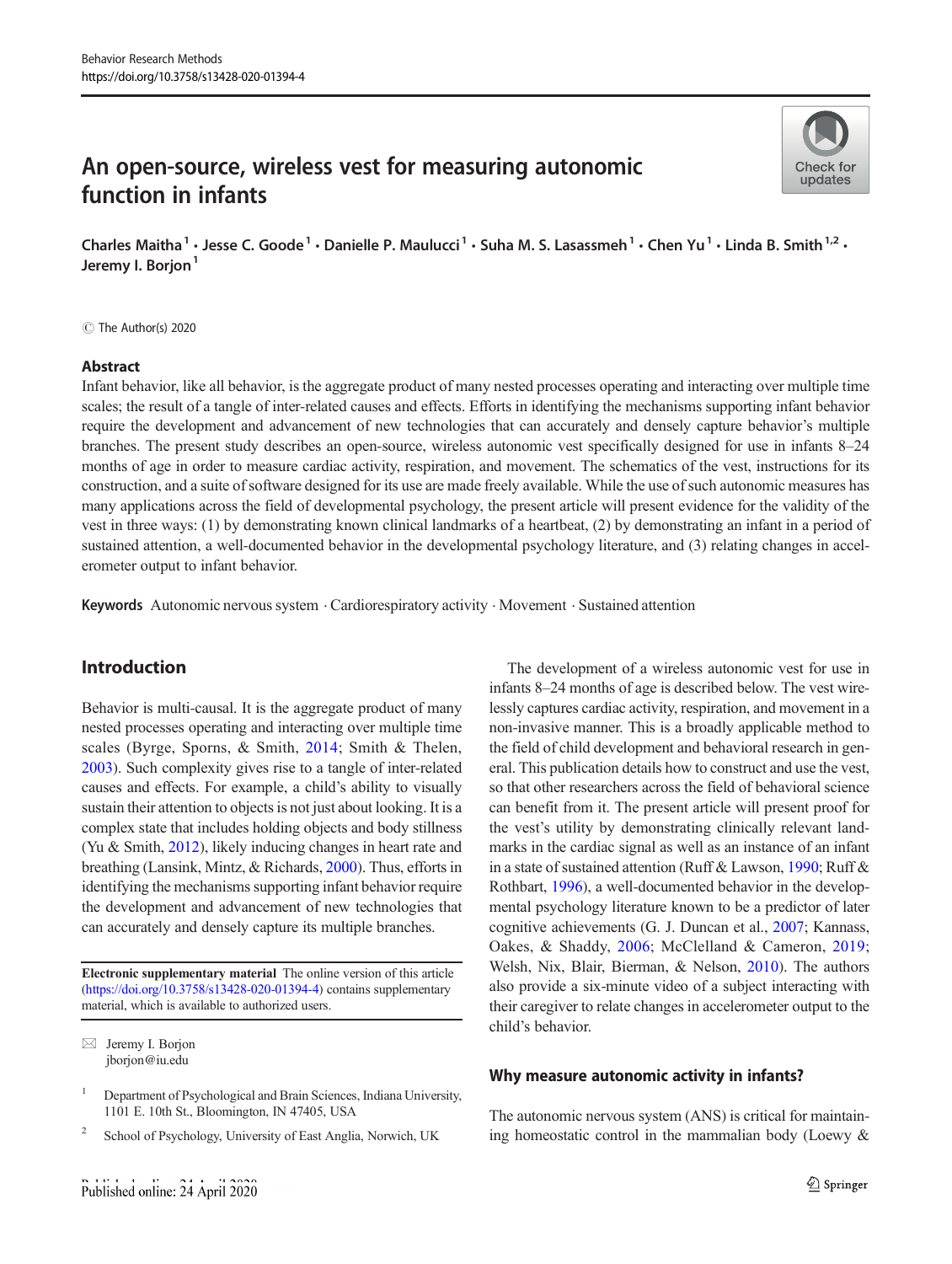# An open-source, wireless vest for measuring autonomic function in infants

Charles Maitha[1] · Jesse C. Goode[1] · Danielle P. Maulucci[1] · Suha M. S. Lasassmeh[1] · Chen Yu[1] · Linda B. Smith[1,2] · Jeremy I. Borjon[1]

© The Author(s) 2020

## Abstract

Infant behavior, like all behavior, is the aggregate product of many nested processes operating and interacting over multiple time scales; the result of a tangle of inter-related causes and effects. Efforts in identifying the mechanisms supporting infant behavior require the development and advancement of new technologies that can accurately and densely capture behavior's multiple branches. The present study describes an open-source, wireless autonomic vest specifically designed for use in infants 8–24 months of age in order to measure cardiac activity, respiration, and movement. The schematics of the vest, instructions for its construction, and a suite of software designed for its use are made freely available. While the use of such autonomic measures has many applications across the field of developmental psychology, the present article will present evidence for the validity of the vest in three ways: (1) by demonstrating known clinical landmarks of a heartbeat, (2) by demonstrating an infant in a period of sustained attention, a well-documented behavior in the developmental psychology literature, and (3) relating changes in accelerometer output to infant behavior.

**Keywords** Autonomic nervous system · Cardiorespiratory activity · Movement · Sustained attention

## Introduction

Behavior is multi-causal. It is the aggregate product of many nested processes operating and interacting over multiple time scales (Byrge, Sporns, & Smith, 2014; Smith & Thelen, 2003). Such complexity gives rise to a tangle of inter-related causes and effects. For example, a child's ability to visually sustain their attention to objects is not just about looking. It is a complex state that includes holding objects and body stillness (Yu & Smith, 2012), likely inducing changes in heart rate and breathing (Lansink, Mintz, & Richards, 2000). Thus, efforts in identifying the mechanisms supporting infant behavior require the development and advancement of new technologies that can accurately and densely capture its multiple branches.

The development of a wireless autonomic vest for use in infants 8–24 months of age is described below. The vest wirelessly captures cardiac activity, respiration, and movement in a non-invasive manner. This is a broadly applicable method to the field of child development and behavioral research in general. This publication details how to construct and use the vest, so that other researchers across the field of behavioral science can benefit from it. The present article will present proof for the vest's utility by demonstrating clinically relevant landmarks in the cardiac signal as well as an instance of an infant in a state of sustained attention (Ruff & Lawson, 1990; Ruff & Rothbart, 1996), a well-documented behavior in the developmental psychology literature known to be a predictor of later cognitive achievements (G. J. Duncan et al., 2007; Kannass, Oakes, & Shaddy, 2006; McClelland & Cameron, 2019; Welsh, Nix, Blair, Bierman, & Nelson, 2010). The authors also provide a six-minute video of a subject interacting with their caregiver to relate changes in accelerometer output to the child's behavior.

### Why measure autonomic activity in infants?

The autonomic nervous system (ANS) is critical for maintaining homeostatic control in the mammalian body (Loewy &

---

**Electronic supplementary material** The online version of this article (https://doi.org/10.3758/s13428-020-01394-4) contains supplementary material, which is available to authorized users.

✉ Jeremy I. Borjon
jborjon@iu.edu

[1] Department of Psychological and Brain Sciences, Indiana University, 1101 E. 10th St., Bloomington, IN 47405, USA

[2] School of Psychology, University of East Anglia, Norwich, UK

Published online: 24 April 2020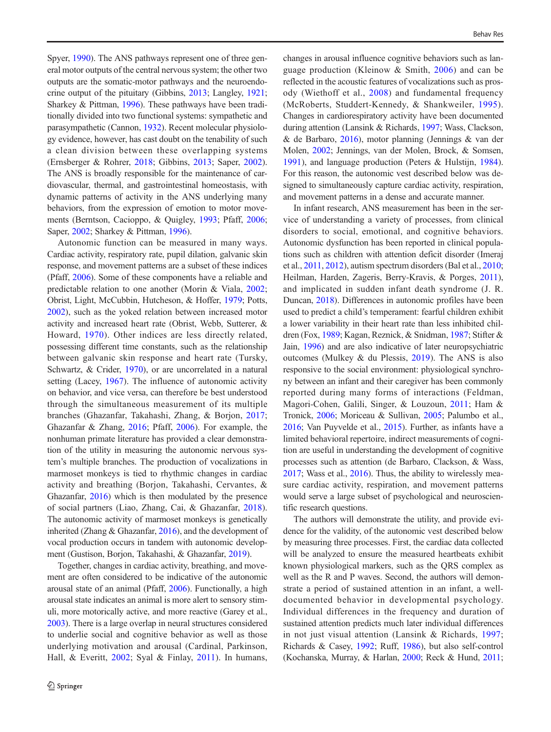Spyer, 1990). The ANS pathways represent one of three general motor outputs of the central nervous system; the other two outputs are the somatic-motor pathways and the neuroendocrine output of the pituitary (Gibbins, 2013; Langley, 1921; Sharkey & Pittman, 1996). These pathways have been traditionally divided into two functional systems: sympathetic and parasympathetic (Cannon, 1932). Recent molecular physiology evidence, however, has cast doubt on the tenability of such a clean division between these overlapping systems (Ernsberger & Rohrer, 2018; Gibbins, 2013; Saper, 2002). The ANS is broadly responsible for the maintenance of cardiovascular, thermal, and gastrointestinal homeostasis, with dynamic patterns of activity in the ANS underlying many behaviors, from the expression of emotion to motor movements (Berntson, Cacioppo, & Quigley, 1993; Pfaff, 2006; Saper, 2002; Sharkey & Pittman, 1996).

Autonomic function can be measured in many ways. Cardiac activity, respiratory rate, pupil dilation, galvanic skin response, and movement patterns are a subset of these indices (Pfaff, 2006). Some of these components have a reliable and predictable relation to one another (Morin & Viala, 2002; Obrist, Light, McCubbin, Hutcheson, & Hoffer, 1979; Potts, 2002), such as the yoked relation between increased motor activity and increased heart rate (Obrist, Webb, Sutterer, & Howard, 1970). Other indices are less directly related, possessing different time constants, such as the relationship between galvanic skin response and heart rate (Tursky, Schwartz, & Crider, 1970), or are uncorrelated in a natural setting (Lacey, 1967). The influence of autonomic activity on behavior, and vice versa, can therefore be best understood through the simultaneous measurement of its multiple branches (Ghazanfar, Takahashi, Zhang, & Borjon, 2017; Ghazanfar & Zhang, 2016; Pfaff, 2006). For example, the nonhuman primate literature has provided a clear demonstration of the utility in measuring the autonomic nervous system's multiple branches. The production of vocalizations in marmoset monkeys is tied to rhythmic changes in cardiac activity and breathing (Borjon, Takahashi, Cervantes, & Ghazanfar, 2016) which is then modulated by the presence of social partners (Liao, Zhang, Cai, & Ghazanfar, 2018). The autonomic activity of marmoset monkeys is genetically inherited (Zhang & Ghazanfar, 2016), and the development of vocal production occurs in tandem with autonomic development (Gustison, Borjon, Takahashi, & Ghazanfar, 2019).

Together, changes in cardiac activity, breathing, and movement are often considered to be indicative of the autonomic arousal state of an animal (Pfaff, 2006). Functionally, a high arousal state indicates an animal is more alert to sensory stimuli, more motorically active, and more reactive (Garey et al., 2003). There is a large overlap in neural structures considered to underlie social and cognitive behavior as well as those underlying motivation and arousal (Cardinal, Parkinson, Hall, & Everitt, 2002; Syal & Finlay, 2011). In humans, changes in arousal influence cognitive behaviors such as language production (Kleinow & Smith, 2006) and can be reflected in the acoustic features of vocalizations such as prosody (Wiethoff et al., 2008) and fundamental frequency (McRoberts, Studdert-Kennedy, & Shankweiler, 1995). Changes in cardiorespiratory activity have been documented during attention (Lansink & Richards, 1997; Wass, Clackson, & de Barbaro, 2016), motor planning (Jennings & van der Molen, 2002; Jennings, van der Molen, Brock, & Somsen, 1991), and language production (Peters & Hulstijn, 1984). For this reason, the autonomic vest described below was designed to simultaneously capture cardiac activity, respiration, and movement patterns in a dense and accurate manner.

In infant research, ANS measurement has been in the service of understanding a variety of processes, from clinical disorders to social, emotional, and cognitive behaviors. Autonomic dysfunction has been reported in clinical populations such as children with attention deficit disorder (Imeraj et al., 2011, 2012), autism spectrum disorders (Bal et al., 2010; Heilman, Harden, Zageris, Berry-Kravis, & Porges, 2011), and implicated in sudden infant death syndrome (J. R. Duncan, 2018). Differences in autonomic profiles have been used to predict a child's temperament: fearful children exhibit a lower variability in their heart rate than less inhibited children (Fox, 1989; Kagan, Reznick, & Snidman, 1987; Stifter & Jain, 1996) and are also indicative of later neuropsychiatric outcomes (Mulkey & du Plessis, 2019). The ANS is also responsive to the social environment: physiological synchrony between an infant and their caregiver has been commonly reported during many forms of interactions (Feldman, Magori-Cohen, Galili, Singer, & Louzoun, 2011; Ham & Tronick, 2006; Moriceau & Sullivan, 2005; Palumbo et al., 2016; Van Puyvelde et al., 2015). Further, as infants have a limited behavioral repertoire, indirect measurements of cognition are useful in understanding the development of cognitive processes such as attention (de Barbaro, Clackson, & Wass, 2017; Wass et al., 2016). Thus, the ability to wirelessly measure cardiac activity, respiration, and movement patterns would serve a large subset of psychological and neuroscientific research questions.

The authors will demonstrate the utility, and provide evidence for the validity, of the autonomic vest described below by measuring three processes. First, the cardiac data collected will be analyzed to ensure the measured heartbeats exhibit known physiological markers, such as the QRS complex as well as the R and P waves. Second, the authors will demonstrate a period of sustained attention in an infant, a well-documented behavior in developmental psychology. Individual differences in the frequency and duration of sustained attention predicts much later individual differences in not just visual attention (Lansink & Richards, 1997; Richards & Casey, 1992; Ruff, 1986), but also self-control (Kochanska, Murray, & Harlan, 2000; Reck & Hund, 2011;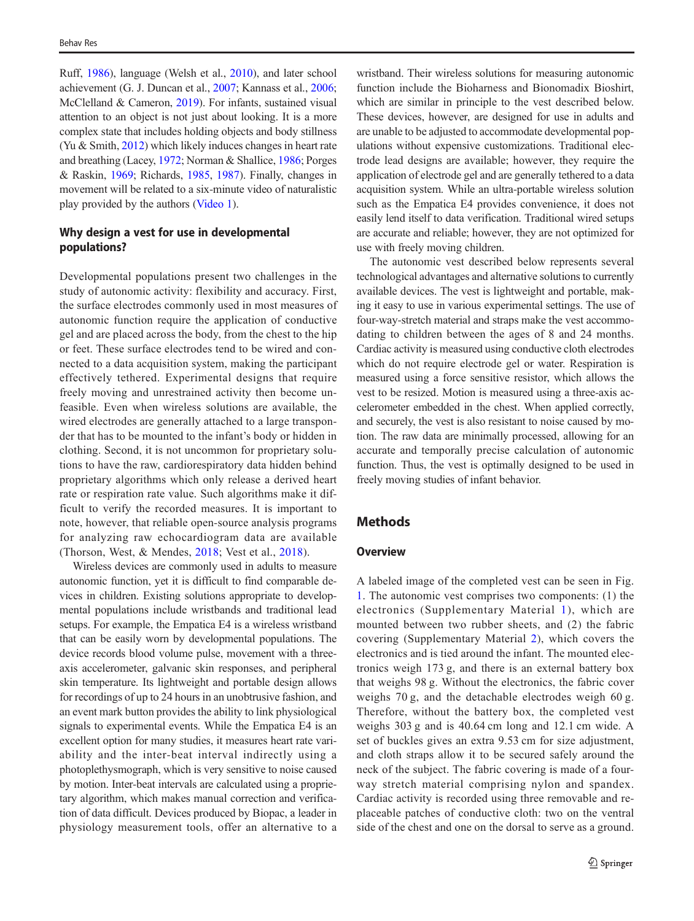Ruff, 1986), language (Welsh et al., 2010), and later school achievement (G. J. Duncan et al., 2007; Kannass et al., 2006; McClelland & Cameron, 2019). For infants, sustained visual attention to an object is not just about looking. It is a more complex state that includes holding objects and body stillness (Yu & Smith, 2012) which likely induces changes in heart rate and breathing (Lacey, 1972; Norman & Shallice, 1986; Porges & Raskin, 1969; Richards, 1985, 1987). Finally, changes in movement will be related to a six-minute video of naturalistic play provided by the authors (Video 1).

## Why design a vest for use in developmental populations?

Developmental populations present two challenges in the study of autonomic activity: flexibility and accuracy. First, the surface electrodes commonly used in most measures of autonomic function require the application of conductive gel and are placed across the body, from the chest to the hip or feet. These surface electrodes tend to be wired and connected to a data acquisition system, making the participant effectively tethered. Experimental designs that require freely moving and unrestrained activity then become unfeasible. Even when wireless solutions are available, the wired electrodes are generally attached to a large transponder that has to be mounted to the infant's body or hidden in clothing. Second, it is not uncommon for proprietary solutions to have the raw, cardiorespiratory data hidden behind proprietary algorithms which only release a derived heart rate or respiration rate value. Such algorithms make it difficult to verify the recorded measures. It is important to note, however, that reliable open-source analysis programs for analyzing raw echocardiogram data are available (Thorson, West, & Mendes, 2018; Vest et al., 2018).

Wireless devices are commonly used in adults to measure autonomic function, yet it is difficult to find comparable devices in children. Existing solutions appropriate to developmental populations include wristbands and traditional lead setups. For example, the Empatica E4 is a wireless wristband that can be easily worn by developmental populations. The device records blood volume pulse, movement with a three-axis accelerometer, galvanic skin responses, and peripheral skin temperature. Its lightweight and portable design allows for recordings of up to 24 hours in an unobtrusive fashion, and an event mark button provides the ability to link physiological signals to experimental events. While the Empatica E4 is an excellent option for many studies, it measures heart rate variability and the inter-beat interval indirectly using a photoplethysmograph, which is very sensitive to noise caused by motion. Inter-beat intervals are calculated using a proprietary algorithm, which makes manual correction and verification of data difficult. Devices produced by Biopac, a leader in physiology measurement tools, offer an alternative to a wristband. Their wireless solutions for measuring autonomic function include the Bioharness and Bionomadix Bioshirt, which are similar in principle to the vest described below. These devices, however, are designed for use in adults and are unable to be adjusted to accommodate developmental populations without expensive customizations. Traditional electrode lead designs are available; however, they require the application of electrode gel and are generally tethered to a data acquisition system. While an ultra-portable wireless solution such as the Empatica E4 provides convenience, it does not easily lend itself to data verification. Traditional wired setups are accurate and reliable; however, they are not optimized for use with freely moving children.

The autonomic vest described below represents several technological advantages and alternative solutions to currently available devices. The vest is lightweight and portable, making it easy to use in various experimental settings. The use of four-way-stretch material and straps make the vest accommodating to children between the ages of 8 and 24 months. Cardiac activity is measured using conductive cloth electrodes which do not require electrode gel or water. Respiration is measured using a force sensitive resistor, which allows the vest to be resized. Motion is measured using a three-axis accelerometer embedded in the chest. When applied correctly, and securely, the vest is also resistant to noise caused by motion. The raw data are minimally processed, allowing for an accurate and temporally precise calculation of autonomic function. Thus, the vest is optimally designed to be used in freely moving studies of infant behavior.

# Methods

## Overview

A labeled image of the completed vest can be seen in Fig. 1. The autonomic vest comprises two components: (1) the electronics (Supplementary Material 1), which are mounted between two rubber sheets, and (2) the fabric covering (Supplementary Material 2), which covers the electronics and is tied around the infant. The mounted electronics weigh 173 g, and there is an external battery box that weighs 98 g. Without the electronics, the fabric cover weighs 70 g, and the detachable electrodes weigh 60 g. Therefore, without the battery box, the completed vest weighs 303 g and is 40.64 cm long and 12.1 cm wide. A set of buckles gives an extra 9.53 cm for size adjustment, and cloth straps allow it to be secured safely around the neck of the subject. The fabric covering is made of a four-way stretch material comprising nylon and spandex. Cardiac activity is recorded using three removable and replaceable patches of conductive cloth: two on the ventral side of the chest and one on the dorsal to serve as a ground.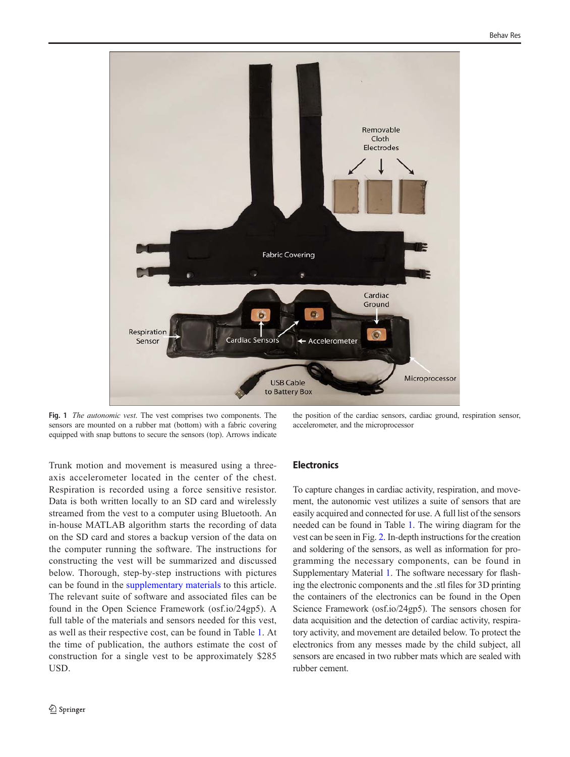Fig. 1 *The autonomic vest.* The vest comprises two components. The sensors are mounted on a rubber mat (bottom) with a fabric covering equipped with snap buttons to secure the sensors (top). Arrows indicate the position of the cardiac sensors, cardiac ground, respiration sensor, accelerometer, and the microprocessor

Trunk motion and movement is measured using a three-axis accelerometer located in the center of the chest. Respiration is recorded using a force sensitive resistor. Data is both written locally to an SD card and wirelessly streamed from the vest to a computer using Bluetooth. An in-house MATLAB algorithm starts the recording of data on the SD card and stores a backup version of the data on the computer running the software. The instructions for constructing the vest will be summarized and discussed below. Thorough, step-by-step instructions with pictures can be found in the supplementary materials to this article. The relevant suite of software and associated files can be found in the Open Science Framework (osf.io/24gp5). A full table of the materials and sensors needed for this vest, as well as their respective cost, can be found in Table 1. At the time of publication, the authors estimate the cost of construction for a single vest to be approximately $285 USD.

## Electronics

To capture changes in cardiac activity, respiration, and movement, the autonomic vest utilizes a suite of sensors that are easily acquired and connected for use. A full list of the sensors needed can be found in Table 1. The wiring diagram for the vest can be seen in Fig. 2. In-depth instructions for the creation and soldering of the sensors, as well as information for programming the necessary components, can be found in Supplementary Material 1. The software necessary for flashing the electronic components and the .stl files for 3D printing the containers of the electronics can be found in the Open Science Framework (osf.io/24gp5). The sensors chosen for data acquisition and the detection of cardiac activity, respiratory activity, and movement are detailed below. To protect the electronics from any messes made by the child subject, all sensors are encased in two rubber mats which are sealed with rubber cement.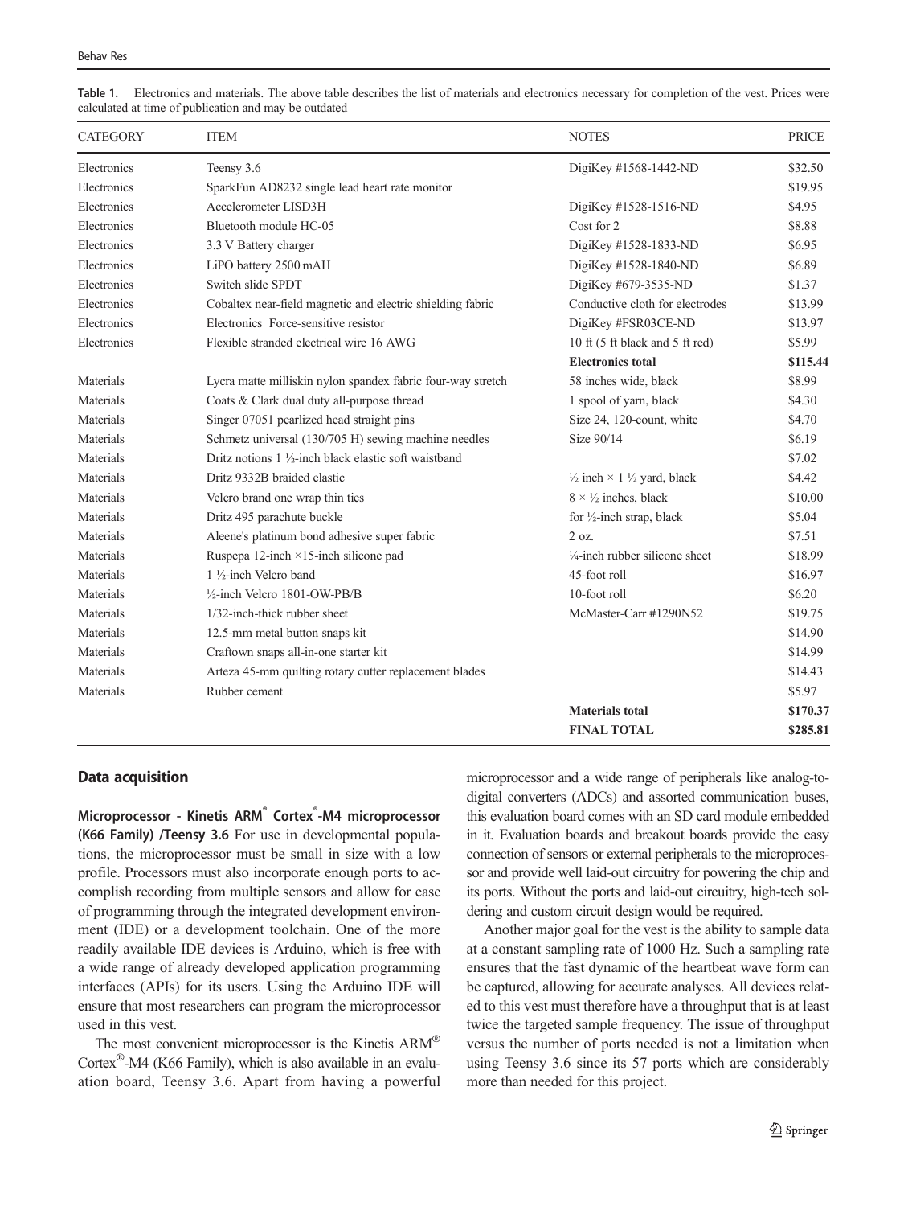**Table 1.** Electronics and materials. The above table describes the list of materials and electronics necessary for completion of the vest. Prices were calculated at time of publication and may be outdated

| CATEGORY | ITEM | NOTES | PRICE |
|---|---|---|---|
| Electronics | Teensy 3.6 | DigiKey #1568-1442-ND | $32.50 |
| Electronics | SparkFun AD8232 single lead heart rate monitor | | $19.95 |
| Electronics | Accelerometer LISD3H | DigiKey #1528-1516-ND | $4.95 |
| Electronics | Bluetooth module HC-05 | Cost for 2 | $8.88 |
| Electronics | 3.3 V Battery charger | DigiKey #1528-1833-ND | $6.95 |
| Electronics | LiPO battery 2500 mAH | DigiKey #1528-1840-ND | $6.89 |
| Electronics | Switch slide SPDT | DigiKey #679-3535-ND | $1.37 |
| Electronics | Cobaltex near-field magnetic and electric shielding fabric | Conductive cloth for electrodes | $13.99 |
| Electronics | Electronics Force-sensitive resistor | DigiKey #FSR03CE-ND | $13.97 |
| Electronics | Flexible stranded electrical wire 16 AWG | 10 ft (5 ft black and 5 ft red) | $5.99 |
| | | **Electronics total** | **$115.44** |
| Materials | Lycra matte milliskin nylon spandex fabric four-way stretch | 58 inches wide, black | $8.99 |
| Materials | Coats & Clark dual duty all-purpose thread | 1 spool of yarn, black | $4.30 |
| Materials | Singer 07051 pearlized head straight pins | Size 24, 120-count, white | $4.70 |
| Materials | Schmetz universal (130/705 H) sewing machine needles | Size 90/14 | $6.19 |
| Materials | Dritz notions 1 ½-inch black elastic soft waistband | | $7.02 |
| Materials | Dritz 9332B braided elastic | ½ inch × 1 ½ yard, black | $4.42 |
| Materials | Velcro brand one wrap thin ties | 8 × ½ inches, black | $10.00 |
| Materials | Dritz 495 parachute buckle | for ½-inch strap, black | $5.04 |
| Materials | Aleene's platinum bond adhesive super fabric | 2 oz. | $7.51 |
| Materials | Ruspepa 12-inch ×15-inch silicone pad | ¼-inch rubber silicone sheet | $18.99 |
| Materials | 1 ½-inch Velcro band | 45-foot roll | $16.97 |
| Materials | ½-inch Velcro 1801-OW-PB/B | 10-foot roll | $6.20 |
| Materials | 1/32-inch-thick rubber sheet | McMaster-Carr #1290N52 | $19.75 |
| Materials | 12.5-mm metal button snaps kit | | $14.90 |
| Materials | Craftown snaps all-in-one starter kit | | $14.99 |
| Materials | Arteza 45-mm quilting rotary cutter replacement blades | | $14.43 |
| Materials | Rubber cement | | $5.97 |
| | | **Materials total** | **$170.37** |
| | | **FINAL TOTAL** | **$285.81** |

## Data acquisition

**Microprocessor - Kinetis ARM® Cortex®-M4 microprocessor (K66 Family) /Teensy 3.6** For use in developmental populations, the microprocessor must be small in size with a low profile. Processors must also incorporate enough ports to accomplish recording from multiple sensors and allow for ease of programming through the integrated development environment (IDE) or a development toolchain. One of the more readily available IDE devices is Arduino, which is free with a wide range of already developed application programming interfaces (APIs) for its users. Using the Arduino IDE will ensure that most researchers can program the microprocessor used in this vest.

The most convenient microprocessor is the Kinetis ARM® Cortex®-M4 (K66 Family), which is also available in an evaluation board, Teensy 3.6. Apart from having a powerful microprocessor and a wide range of peripherals like analog-to-digital converters (ADCs) and assorted communication buses, this evaluation board comes with an SD card module embedded in it. Evaluation boards and breakout boards provide the easy connection of sensors or external peripherals to the microprocessor and provide well laid-out circuitry for powering the chip and its ports. Without the ports and laid-out circuitry, high-tech soldering and custom circuit design would be required.

Another major goal for the vest is the ability to sample data at a constant sampling rate of 1000 Hz. Such a sampling rate ensures that the fast dynamic of the heartbeat wave form can be captured, allowing for accurate analyses. All devices related to this vest must therefore have a throughput that is at least twice the targeted sample frequency. The issue of throughput versus the number of ports needed is not a limitation when using Teensy 3.6 since its 57 ports which are considerably more than needed for this project.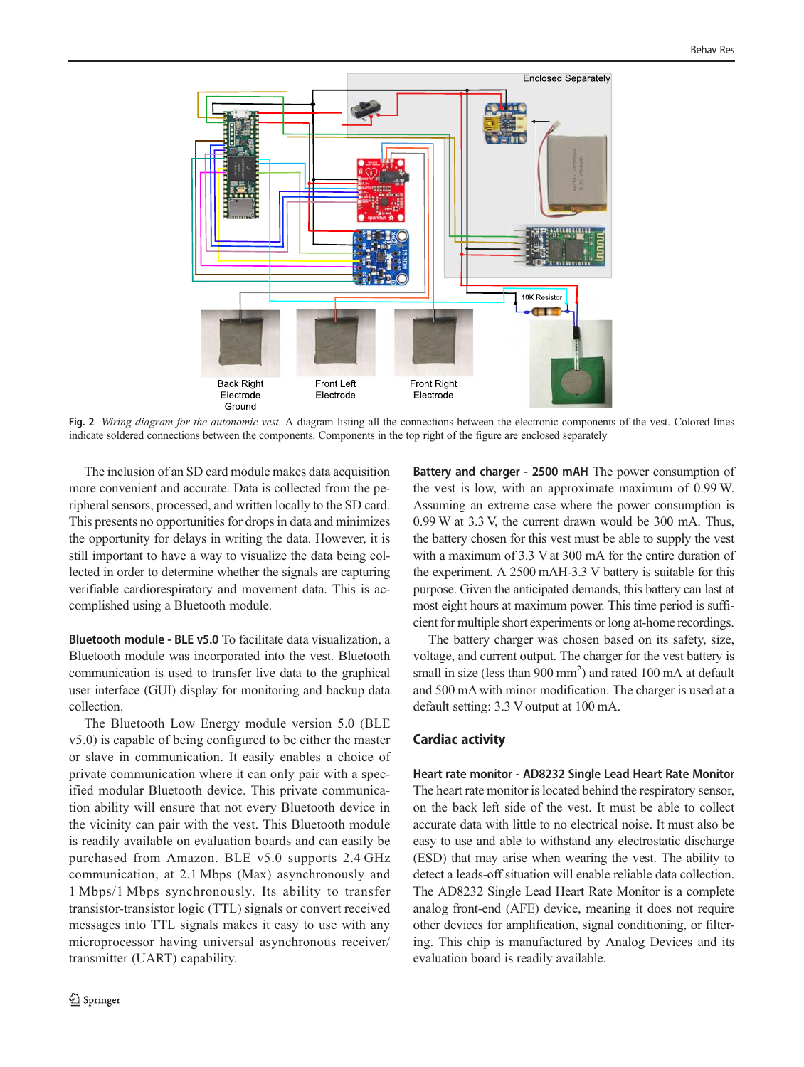**Fig. 2** *Wiring diagram for the autonomic vest.* A diagram listing all the connections between the electronic components of the vest. Colored lines indicate soldered connections between the components. Components in the top right of the figure are enclosed separately

The inclusion of an SD card module makes data acquisition more convenient and accurate. Data is collected from the peripheral sensors, processed, and written locally to the SD card. This presents no opportunities for drops in data and minimizes the opportunity for delays in writing the data. However, it is still important to have a way to visualize the data being collected in order to determine whether the signals are capturing verifiable cardiorespiratory and movement data. This is accomplished using a Bluetooth module.

**Bluetooth module - BLE v5.0** To facilitate data visualization, a Bluetooth module was incorporated into the vest. Bluetooth communication is used to transfer live data to the graphical user interface (GUI) display for monitoring and backup data collection.

The Bluetooth Low Energy module version 5.0 (BLE v5.0) is capable of being configured to be either the master or slave in communication. It easily enables a choice of private communication where it can only pair with a specified modular Bluetooth device. This private communication ability will ensure that not every Bluetooth device in the vicinity can pair with the vest. This Bluetooth module is readily available on evaluation boards and can easily be purchased from Amazon. BLE v5.0 supports 2.4 GHz communication, at 2.1 Mbps (Max) asynchronously and 1 Mbps/1 Mbps synchronously. Its ability to transfer transistor-transistor logic (TTL) signals or convert received messages into TTL signals makes it easy to use with any microprocessor having universal asynchronous receiver/transmitter (UART) capability.

**Battery and charger - 2500 mAH** The power consumption of the vest is low, with an approximate maximum of 0.99 W. Assuming an extreme case where the power consumption is 0.99 W at 3.3 V, the current drawn would be 300 mA. Thus, the battery chosen for this vest must be able to supply the vest with a maximum of 3.3 V at 300 mA for the entire duration of the experiment. A 2500 mAH-3.3 V battery is suitable for this purpose. Given the anticipated demands, this battery can last at most eight hours at maximum power. This time period is sufficient for multiple short experiments or long at-home recordings.

The battery charger was chosen based on its safety, size, voltage, and current output. The charger for the vest battery is small in size (less than 900 mm$^2$) and rated 100 mA at default and 500 mA with minor modification. The charger is used at a default setting: 3.3 V output at 100 mA.

## Cardiac activity

**Heart rate monitor - AD8232 Single Lead Heart Rate Monitor** The heart rate monitor is located behind the respiratory sensor, on the back left side of the vest. It must be able to collect accurate data with little to no electrical noise. It must also be easy to use and able to withstand any electrostatic discharge (ESD) that may arise when wearing the vest. The ability to detect a leads-off situation will enable reliable data collection. The AD8232 Single Lead Heart Rate Monitor is a complete analog front-end (AFE) device, meaning it does not require other devices for amplification, signal conditioning, or filtering. This chip is manufactured by Analog Devices and its evaluation board is readily available.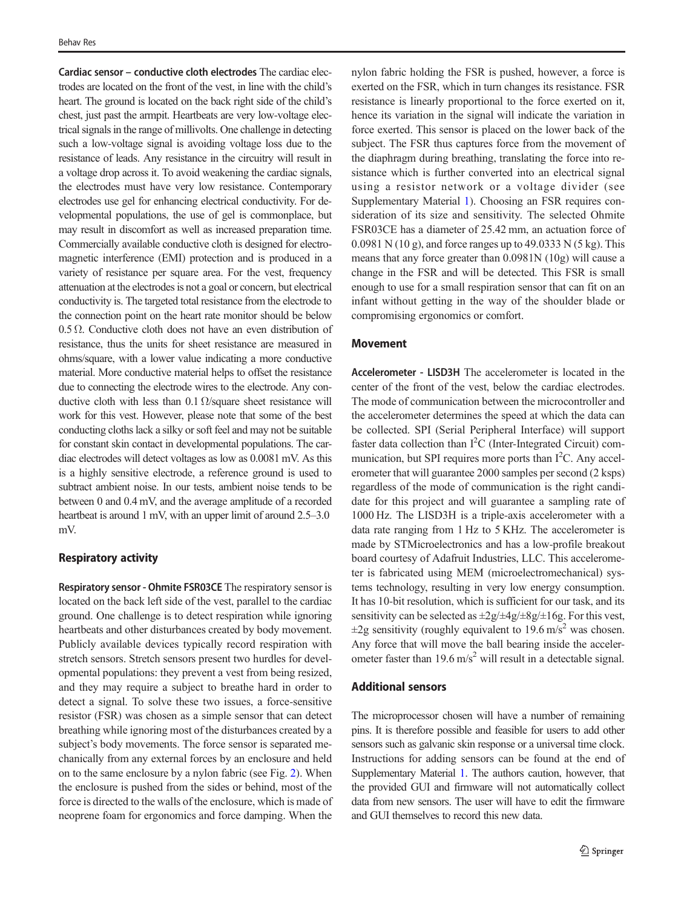**Cardiac sensor – conductive cloth electrodes** The cardiac electrodes are located on the front of the vest, in line with the child's heart. The ground is located on the back right side of the child's chest, just past the armpit. Heartbeats are very low-voltage electrical signals in the range of millivolts. One challenge in detecting such a low-voltage signal is avoiding voltage loss due to the resistance of leads. Any resistance in the circuitry will result in a voltage drop across it. To avoid weakening the cardiac signals, the electrodes must have very low resistance. Contemporary electrodes use gel for enhancing electrical conductivity. For developmental populations, the use of gel is commonplace, but may result in discomfort as well as increased preparation time. Commercially available conductive cloth is designed for electromagnetic interference (EMI) protection and is produced in a variety of resistance per square area. For the vest, frequency attenuation at the electrodes is not a goal or concern, but electrical conductivity is. The targeted total resistance from the electrode to the connection point on the heart rate monitor should be below 0.5 Ω. Conductive cloth does not have an even distribution of resistance, thus the units for sheet resistance are measured in ohms/square, with a lower value indicating a more conductive material. More conductive material helps to offset the resistance due to connecting the electrode wires to the electrode. Any conductive cloth with less than 0.1 Ω/square sheet resistance will work for this vest. However, please note that some of the best conducting cloths lack a silky or soft feel and may not be suitable for constant skin contact in developmental populations. The cardiac electrodes will detect voltages as low as 0.0081 mV. As this is a highly sensitive electrode, a reference ground is used to subtract ambient noise. In our tests, ambient noise tends to be between 0 and 0.4 mV, and the average amplitude of a recorded heartbeat is around 1 mV, with an upper limit of around 2.5–3.0 mV.

## Respiratory activity

**Respiratory sensor - Ohmite FSR03CE** The respiratory sensor is located on the back left side of the vest, parallel to the cardiac ground. One challenge is to detect respiration while ignoring heartbeats and other disturbances created by body movement. Publicly available devices typically record respiration with stretch sensors. Stretch sensors present two hurdles for developmental populations: they prevent a vest from being resized, and they may require a subject to breathe hard in order to detect a signal. To solve these two issues, a force-sensitive resistor (FSR) was chosen as a simple sensor that can detect breathing while ignoring most of the disturbances created by a subject's body movements. The force sensor is separated mechanically from any external forces by an enclosure and held on to the same enclosure by a nylon fabric (see Fig. 2). When the enclosure is pushed from the sides or behind, most of the force is directed to the walls of the enclosure, which is made of neoprene foam for ergonomics and force damping. When the nylon fabric holding the FSR is pushed, however, a force is exerted on the FSR, which in turn changes its resistance. FSR resistance is linearly proportional to the force exerted on it, hence its variation in the signal will indicate the variation in force exerted. This sensor is placed on the lower back of the subject. The FSR thus captures force from the movement of the diaphragm during breathing, translating the force into resistance which is further converted into an electrical signal using a resistor network or a voltage divider (see Supplementary Material 1). Choosing an FSR requires consideration of its size and sensitivity. The selected Ohmite FSR03CE has a diameter of 25.42 mm, an actuation force of 0.0981 N (10 g), and force ranges up to 49.0333 N (5 kg). This means that any force greater than 0.0981N (10g) will cause a change in the FSR and will be detected. This FSR is small enough to use for a small respiration sensor that can fit on an infant without getting in the way of the shoulder blade or compromising ergonomics or comfort.

## Movement

**Accelerometer - LISD3H** The accelerometer is located in the center of the front of the vest, below the cardiac electrodes. The mode of communication between the microcontroller and the accelerometer determines the speed at which the data can be collected. SPI (Serial Peripheral Interface) will support faster data collection than $I^2C$ (Inter-Integrated Circuit) communication, but SPI requires more ports than $I^2C$. Any accelerometer that will guarantee 2000 samples per second (2 ksps) regardless of the mode of communication is the right candidate for this project and will guarantee a sampling rate of 1000 Hz. The LISD3H is a triple-axis accelerometer with a data rate ranging from 1 Hz to 5 KHz. The accelerometer is made by STMicroelectronics and has a low-profile breakout board courtesy of Adafruit Industries, LLC. This accelerometer is fabricated using MEM (microelectromechanical) systems technology, resulting in very low energy consumption. It has 10-bit resolution, which is sufficient for our task, and its sensitivity can be selected as ±2g/±4g/±8g/±16g. For this vest, ±2g sensitivity (roughly equivalent to 19.6 $m/s^2$ was chosen. Any force that will move the ball bearing inside the accelerometer faster than 19.6 $m/s^2$ will result in a detectable signal.

## Additional sensors

The microprocessor chosen will have a number of remaining pins. It is therefore possible and feasible for users to add other sensors such as galvanic skin response or a universal time clock. Instructions for adding sensors can be found at the end of Supplementary Material 1. The authors caution, however, that the provided GUI and firmware will not automatically collect data from new sensors. The user will have to edit the firmware and GUI themselves to record this new data.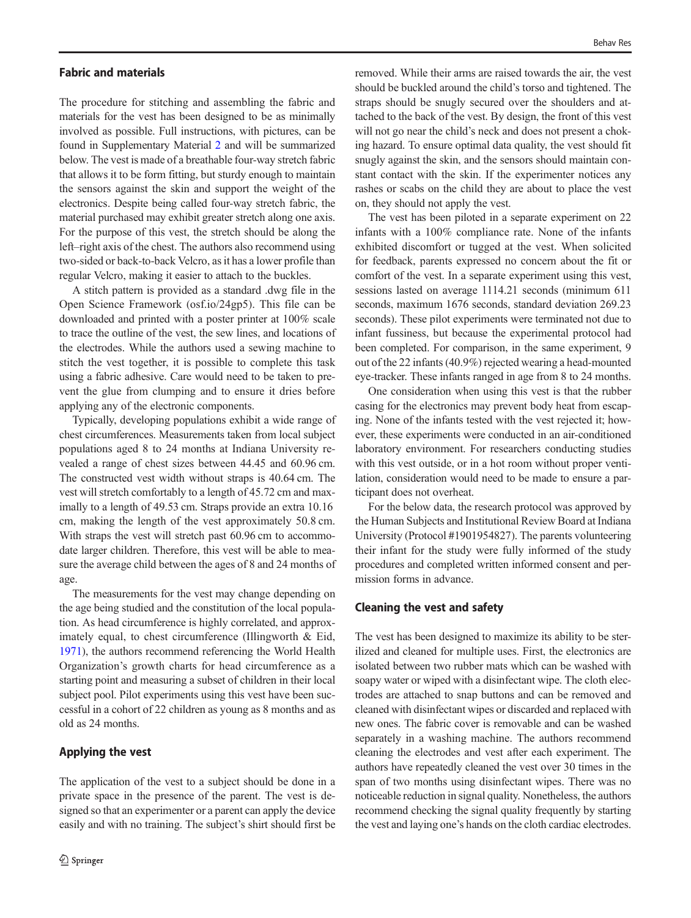### Fabric and materials

The procedure for stitching and assembling the fabric and materials for the vest has been designed to be as minimally involved as possible. Full instructions, with pictures, can be found in Supplementary Material 2 and will be summarized below. The vest is made of a breathable four-way stretch fabric that allows it to be form fitting, but sturdy enough to maintain the sensors against the skin and support the weight of the electronics. Despite being called four-way stretch fabric, the material purchased may exhibit greater stretch along one axis. For the purpose of this vest, the stretch should be along the left–right axis of the chest. The authors also recommend using two-sided or back-to-back Velcro, as it has a lower profile than regular Velcro, making it easier to attach to the buckles.

A stitch pattern is provided as a standard .dwg file in the Open Science Framework (osf.io/24gp5). This file can be downloaded and printed with a poster printer at 100% scale to trace the outline of the vest, the sew lines, and locations of the electrodes. While the authors used a sewing machine to stitch the vest together, it is possible to complete this task using a fabric adhesive. Care would need to be taken to prevent the glue from clumping and to ensure it dries before applying any of the electronic components.

Typically, developing populations exhibit a wide range of chest circumferences. Measurements taken from local subject populations aged 8 to 24 months at Indiana University revealed a range of chest sizes between 44.45 and 60.96 cm. The constructed vest width without straps is 40.64 cm. The vest will stretch comfortably to a length of 45.72 cm and maximally to a length of 49.53 cm. Straps provide an extra 10.16 cm, making the length of the vest approximately 50.8 cm. With straps the vest will stretch past 60.96 cm to accommodate larger children. Therefore, this vest will be able to measure the average child between the ages of 8 and 24 months of age.

The measurements for the vest may change depending on the age being studied and the constitution of the local population. As head circumference is highly correlated, and approximately equal, to chest circumference (Illingworth & Eid, 1971), the authors recommend referencing the World Health Organization's growth charts for head circumference as a starting point and measuring a subset of children in their local subject pool. Pilot experiments using this vest have been successful in a cohort of 22 children as young as 8 months and as old as 24 months.

### Applying the vest

The application of the vest to a subject should be done in a private space in the presence of the parent. The vest is designed so that an experimenter or a parent can apply the device easily and with no training. The subject's shirt should first be removed. While their arms are raised towards the air, the vest should be buckled around the child's torso and tightened. The straps should be snugly secured over the shoulders and attached to the back of the vest. By design, the front of this vest will not go near the child's neck and does not present a choking hazard. To ensure optimal data quality, the vest should fit snugly against the skin, and the sensors should maintain constant contact with the skin. If the experimenter notices any rashes or scabs on the child they are about to place the vest on, they should not apply the vest.

The vest has been piloted in a separate experiment on 22 infants with a 100% compliance rate. None of the infants exhibited discomfort or tugged at the vest. When solicited for feedback, parents expressed no concern about the fit or comfort of the vest. In a separate experiment using this vest, sessions lasted on average 1114.21 seconds (minimum 611 seconds, maximum 1676 seconds, standard deviation 269.23 seconds). These pilot experiments were terminated not due to infant fussiness, but because the experimental protocol had been completed. For comparison, in the same experiment, 9 out of the 22 infants (40.9%) rejected wearing a head-mounted eye-tracker. These infants ranged in age from 8 to 24 months.

One consideration when using this vest is that the rubber casing for the electronics may prevent body heat from escaping. None of the infants tested with the vest rejected it; however, these experiments were conducted in an air-conditioned laboratory environment. For researchers conducting studies with this vest outside, or in a hot room without proper ventilation, consideration would need to be made to ensure a participant does not overheat.

For the below data, the research protocol was approved by the Human Subjects and Institutional Review Board at Indiana University (Protocol #1901954827). The parents volunteering their infant for the study were fully informed of the study procedures and completed written informed consent and permission forms in advance.

### Cleaning the vest and safety

The vest has been designed to maximize its ability to be sterilized and cleaned for multiple uses. First, the electronics are isolated between two rubber mats which can be washed with soapy water or wiped with a disinfectant wipe. The cloth electrodes are attached to snap buttons and can be removed and cleaned with disinfectant wipes or discarded and replaced with new ones. The fabric cover is removable and can be washed separately in a washing machine. The authors recommend cleaning the electrodes and vest after each experiment. The authors have repeatedly cleaned the vest over 30 times in the span of two months using disinfectant wipes. There was no noticeable reduction in signal quality. Nonetheless, the authors recommend checking the signal quality frequently by starting the vest and laying one's hands on the cloth cardiac electrodes.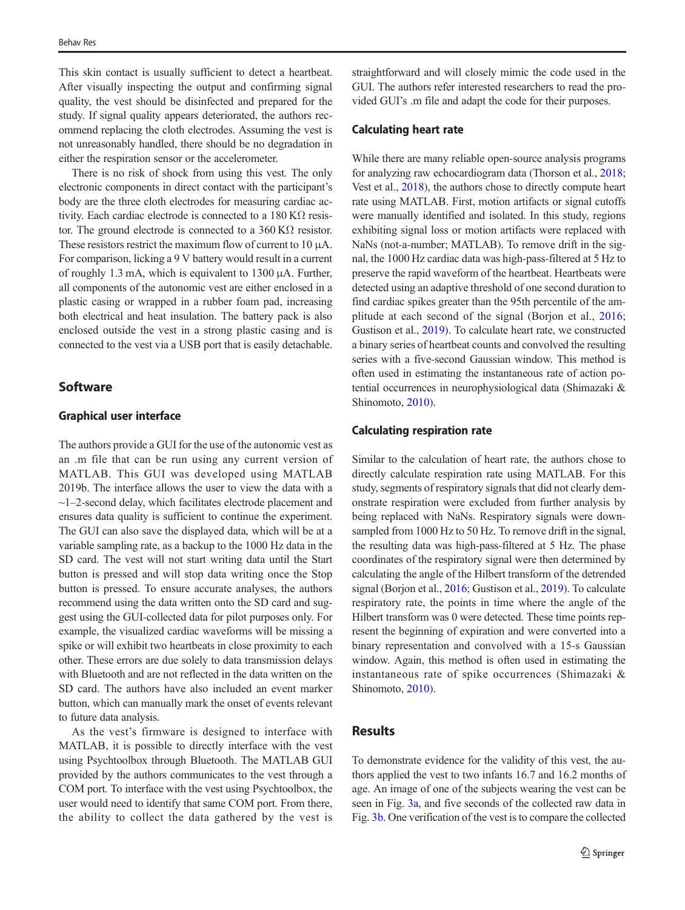This skin contact is usually sufficient to detect a heartbeat. After visually inspecting the output and confirming signal quality, the vest should be disinfected and prepared for the study. If signal quality appears deteriorated, the authors recommend replacing the cloth electrodes. Assuming the vest is not unreasonably handled, there should be no degradation in either the respiration sensor or the accelerometer.

There is no risk of shock from using this vest. The only electronic components in direct contact with the participant's body are the three cloth electrodes for measuring cardiac activity. Each cardiac electrode is connected to a 180 KΩ resistor. The ground electrode is connected to a 360 KΩ resistor. These resistors restrict the maximum flow of current to 10 μA. For comparison, licking a 9 V battery would result in a current of roughly 1.3 mA, which is equivalent to 1300 μA. Further, all components of the autonomic vest are either enclosed in a plastic casing or wrapped in a rubber foam pad, increasing both electrical and heat insulation. The battery pack is also enclosed outside the vest in a strong plastic casing and is connected to the vest via a USB port that is easily detachable.

## Software

### Graphical user interface

The authors provide a GUI for the use of the autonomic vest as an .m file that can be run using any current version of MATLAB. This GUI was developed using MATLAB 2019b. The interface allows the user to view the data with a ~1–2-second delay, which facilitates electrode placement and ensures data quality is sufficient to continue the experiment. The GUI can also save the displayed data, which will be at a variable sampling rate, as a backup to the 1000 Hz data in the SD card. The vest will not start writing data until the Start button is pressed and will stop data writing once the Stop button is pressed. To ensure accurate analyses, the authors recommend using the data written onto the SD card and suggest using the GUI-collected data for pilot purposes only. For example, the visualized cardiac waveforms will be missing a spike or will exhibit two heartbeats in close proximity to each other. These errors are due solely to data transmission delays with Bluetooth and are not reflected in the data written on the SD card. The authors have also included an event marker button, which can manually mark the onset of events relevant to future data analysis.

As the vest's firmware is designed to interface with MATLAB, it is possible to directly interface with the vest using Psychtoolbox through Bluetooth. The MATLAB GUI provided by the authors communicates to the vest through a COM port. To interface with the vest using Psychtoolbox, the user would need to identify that same COM port. From there, the ability to collect the data gathered by the vest is straightforward and will closely mimic the code used in the GUI. The authors refer interested researchers to read the provided GUI's .m file and adapt the code for their purposes.

### Calculating heart rate

While there are many reliable open-source analysis programs for analyzing raw echocardiogram data (Thorson et al., 2018; Vest et al., 2018), the authors chose to directly compute heart rate using MATLAB. First, motion artifacts or signal cutoffs were manually identified and isolated. In this study, regions exhibiting signal loss or motion artifacts were replaced with NaNs (not-a-number; MATLAB). To remove drift in the signal, the 1000 Hz cardiac data was high-pass-filtered at 5 Hz to preserve the rapid waveform of the heartbeat. Heartbeats were detected using an adaptive threshold of one second duration to find cardiac spikes greater than the 95th percentile of the amplitude at each second of the signal (Borjon et al., 2016; Gustison et al., 2019). To calculate heart rate, we constructed a binary series of heartbeat counts and convolved the resulting series with a five-second Gaussian window. This method is often used in estimating the instantaneous rate of action potential occurrences in neurophysiological data (Shimazaki & Shinomoto, 2010).

### Calculating respiration rate

Similar to the calculation of heart rate, the authors chose to directly calculate respiration rate using MATLAB. For this study, segments of respiratory signals that did not clearly demonstrate respiration were excluded from further analysis by being replaced with NaNs. Respiratory signals were downsampled from 1000 Hz to 50 Hz. To remove drift in the signal, the resulting data was high-pass-filtered at 5 Hz. The phase coordinates of the respiratory signal were then determined by calculating the angle of the Hilbert transform of the detrended signal (Borjon et al., 2016; Gustison et al., 2019). To calculate respiratory rate, the points in time where the angle of the Hilbert transform was 0 were detected. These time points represent the beginning of expiration and were converted into a binary representation and convolved with a 15-s Gaussian window. Again, this method is often used in estimating the instantaneous rate of spike occurrences (Shimazaki & Shinomoto, 2010).

## Results

To demonstrate evidence for the validity of this vest, the authors applied the vest to two infants 16.7 and 16.2 months of age. An image of one of the subjects wearing the vest can be seen in Fig. 3a, and five seconds of the collected raw data in Fig. 3b. One verification of the vest is to compare the collected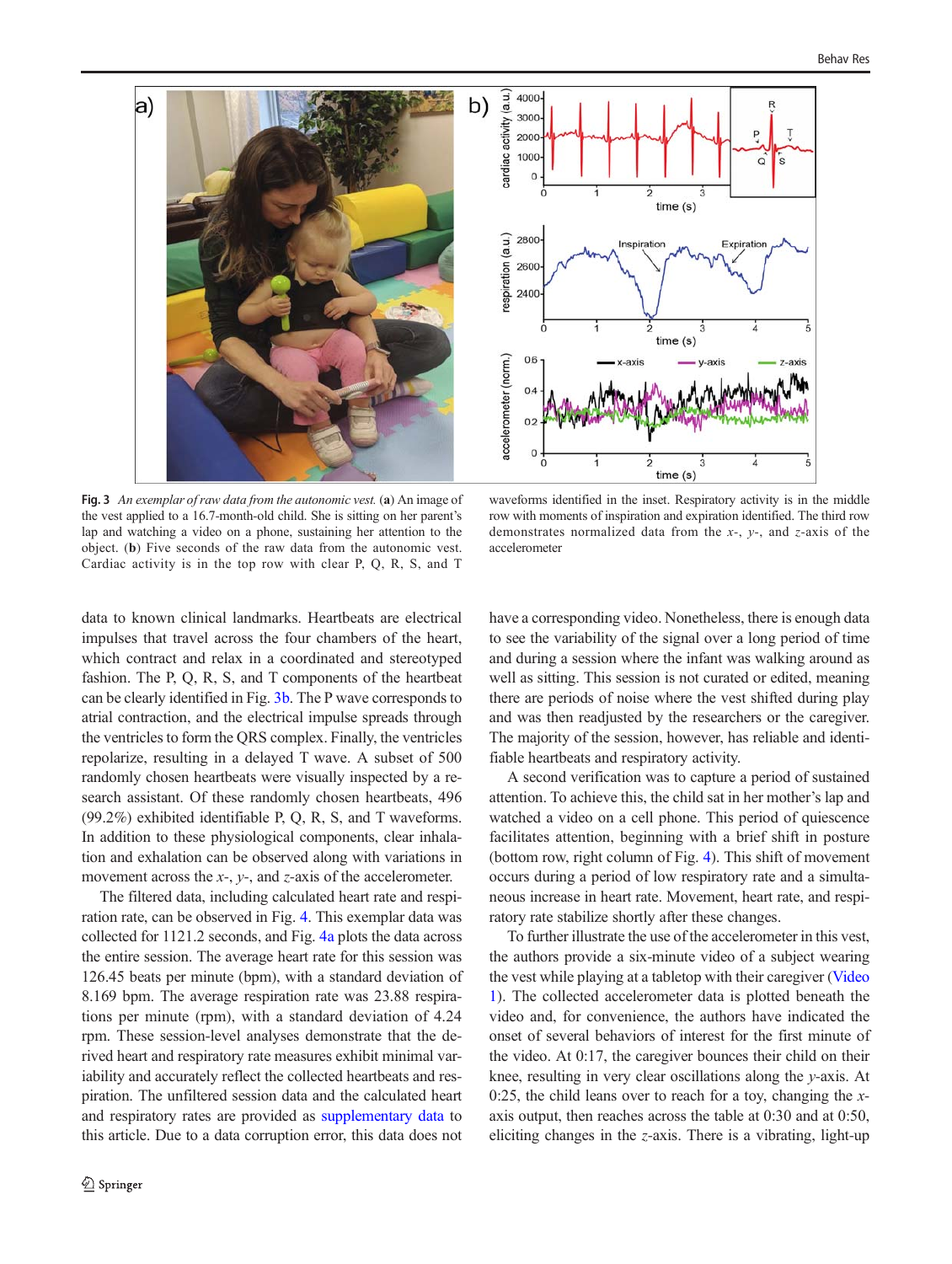**Fig. 3** *An exemplar of raw data from the autonomic vest.* (**a**) An image of the vest applied to a 16.7-month-old child. She is sitting on her parent's lap and watching a video on a phone, sustaining her attention to the object. (**b**) Five seconds of the raw data from the autonomic vest. Cardiac activity is in the top row with clear P, Q, R, S, and T waveforms identified in the inset. Respiratory activity is in the middle row with moments of inspiration and expiration identified. The third row demonstrates normalized data from the *x*-, *y*-, and *z*-axis of the accelerometer

data to known clinical landmarks. Heartbeats are electrical impulses that travel across the four chambers of the heart, which contract and relax in a coordinated and stereotyped fashion. The P, Q, R, S, and T components of the heartbeat can be clearly identified in Fig. 3b. The P wave corresponds to atrial contraction, and the electrical impulse spreads through the ventricles to form the QRS complex. Finally, the ventricles repolarize, resulting in a delayed T wave. A subset of 500 randomly chosen heartbeats were visually inspected by a research assistant. Of these randomly chosen heartbeats, 496 (99.2%) exhibited identifiable P, Q, R, S, and T waveforms. In addition to these physiological components, clear inhalation and exhalation can be observed along with variations in movement across the *x*-, *y*-, and *z*-axis of the accelerometer.

The filtered data, including calculated heart rate and respiration rate, can be observed in Fig. 4. This exemplar data was collected for 1121.2 seconds, and Fig. 4a plots the data across the entire session. The average heart rate for this session was 126.45 beats per minute (bpm), with a standard deviation of 8.169 bpm. The average respiration rate was 23.88 respirations per minute (rpm), with a standard deviation of 4.24 rpm. These session-level analyses demonstrate that the derived heart and respiratory rate measures exhibit minimal variability and accurately reflect the collected heartbeats and respiration. The unfiltered session data and the calculated heart and respiratory rates are provided as supplementary data to this article. Due to a data corruption error, this data does not have a corresponding video. Nonetheless, there is enough data to see the variability of the signal over a long period of time and during a session where the infant was walking around as well as sitting. This session is not curated or edited, meaning there are periods of noise where the vest shifted during play and was then readjusted by the researchers or the caregiver. The majority of the session, however, has reliable and identifiable heartbeats and respiratory activity.

A second verification was to capture a period of sustained attention. To achieve this, the child sat in her mother's lap and watched a video on a cell phone. This period of quiescence facilitates attention, beginning with a brief shift in posture (bottom row, right column of Fig. 4). This shift of movement occurs during a period of low respiratory rate and a simultaneous increase in heart rate. Movement, heart rate, and respiratory rate stabilize shortly after these changes.

To further illustrate the use of the accelerometer in this vest, the authors provide a six-minute video of a subject wearing the vest while playing at a tabletop with their caregiver (Video 1). The collected accelerometer data is plotted beneath the video and, for convenience, the authors have indicated the onset of several behaviors of interest for the first minute of the video. At 0:17, the caregiver bounces their child on their knee, resulting in very clear oscillations along the *y*-axis. At 0:25, the child leans over to reach for a toy, changing the *x*-axis output, then reaches across the table at 0:30 and at 0:50, eliciting changes in the *z*-axis. There is a vibrating, light-up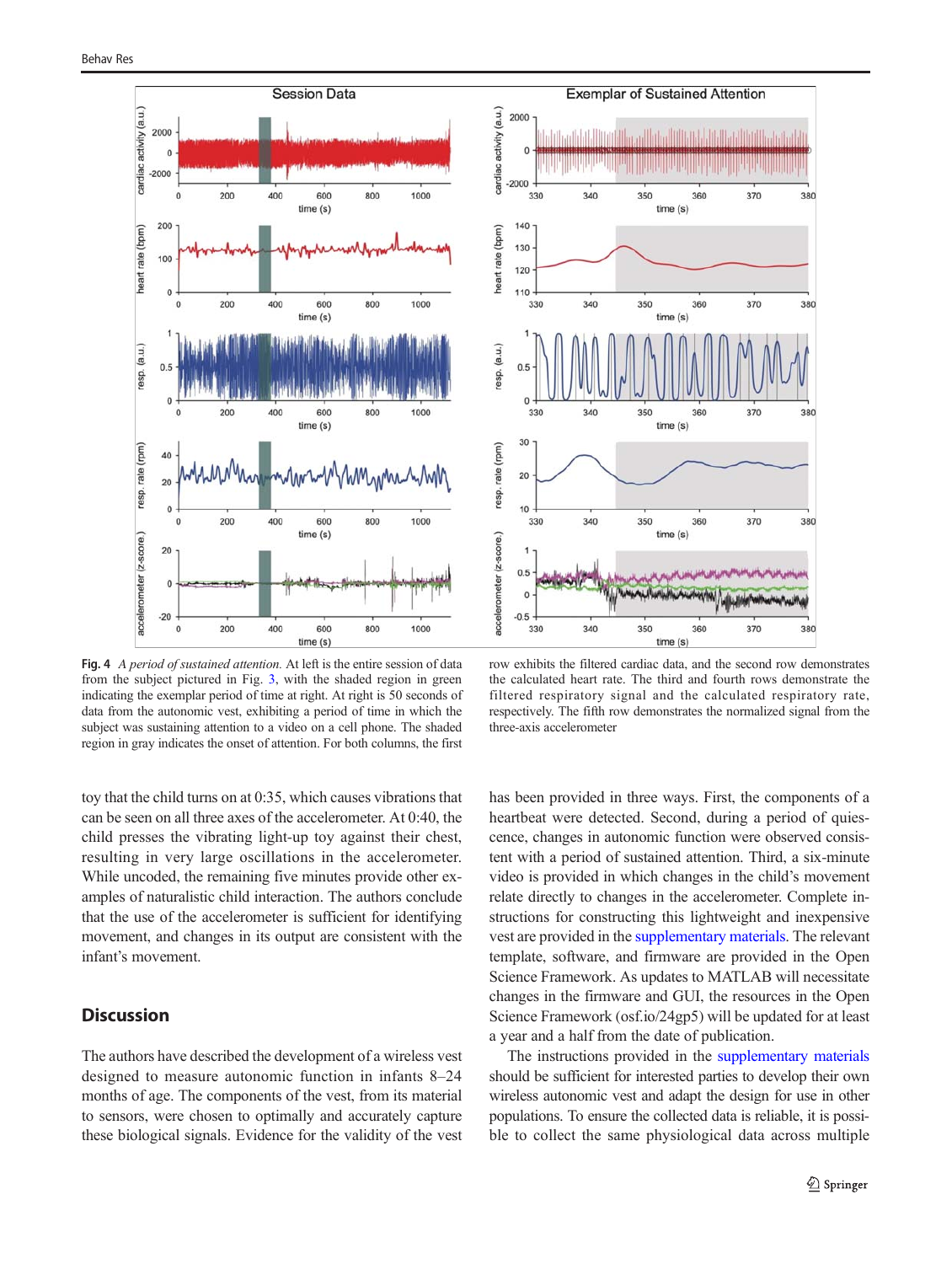**Fig. 4** *A period of sustained attention.* At left is the entire session of data from the subject pictured in Fig. 3, with the shaded region in green indicating the exemplar period of time at right. At right is 50 seconds of data from the autonomic vest, exhibiting a period of time in which the subject was sustaining attention to a video on a cell phone. The shaded region in gray indicates the onset of attention. For both columns, the first row exhibits the filtered cardiac data, and the second row demonstrates the calculated heart rate. The third and fourth rows demonstrate the filtered respiratory signal and the calculated respiratory rate, respectively. The fifth row demonstrates the normalized signal from the three-axis accelerometer

toy that the child turns on at 0:35, which causes vibrations that can be seen on all three axes of the accelerometer. At 0:40, the child presses the vibrating light-up toy against their chest, resulting in very large oscillations in the accelerometer. While uncoded, the remaining five minutes provide other examples of naturalistic child interaction. The authors conclude that the use of the accelerometer is sufficient for identifying movement, and changes in its output are consistent with the infant's movement.

## Discussion

The authors have described the development of a wireless vest designed to measure autonomic function in infants 8–24 months of age. The components of the vest, from its material to sensors, were chosen to optimally and accurately capture these biological signals. Evidence for the validity of the vest has been provided in three ways. First, the components of a heartbeat were detected. Second, during a period of quiescence, changes in autonomic function were observed consistent with a period of sustained attention. Third, a six-minute video is provided in which changes in the child's movement relate directly to changes in the accelerometer. Complete instructions for constructing this lightweight and inexpensive vest are provided in the supplementary materials. The relevant template, software, and firmware are provided in the Open Science Framework. As updates to MATLAB will necessitate changes in the firmware and GUI, the resources in the Open Science Framework (osf.io/24gp5) will be updated for at least a year and a half from the date of publication.

The instructions provided in the supplementary materials should be sufficient for interested parties to develop their own wireless autonomic vest and adapt the design for use in other populations. To ensure the collected data is reliable, it is possible to collect the same physiological data across multiple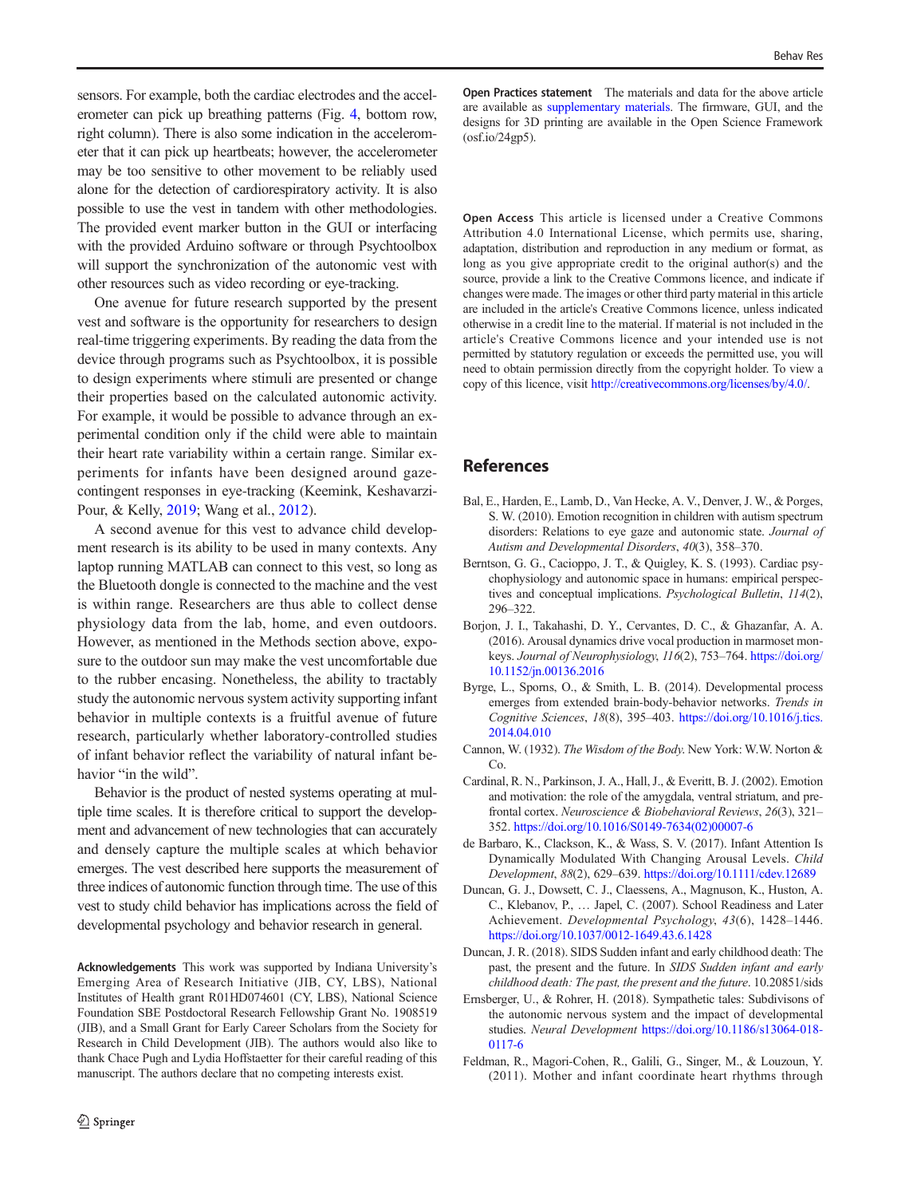sensors. For example, both the cardiac electrodes and the accelerometer can pick up breathing patterns (Fig. 4, bottom row, right column). There is also some indication in the accelerometer that it can pick up heartbeats; however, the accelerometer may be too sensitive to other movement to be reliably used alone for the detection of cardiorespiratory activity. It is also possible to use the vest in tandem with other methodologies. The provided event marker button in the GUI or interfacing with the provided Arduino software or through Psychtoolbox will support the synchronization of the autonomic vest with other resources such as video recording or eye-tracking.

One avenue for future research supported by the present vest and software is the opportunity for researchers to design real-time triggering experiments. By reading the data from the device through programs such as Psychtoolbox, it is possible to design experiments where stimuli are presented or change their properties based on the calculated autonomic activity. For example, it would be possible to advance through an experimental condition only if the child were able to maintain their heart rate variability within a certain range. Similar experiments for infants have been designed around gaze-contingent responses in eye-tracking (Keemink, Keshavarzi-Pour, & Kelly, 2019; Wang et al., 2012).

A second avenue for this vest to advance child development research is its ability to be used in many contexts. Any laptop running MATLAB can connect to this vest, so long as the Bluetooth dongle is connected to the machine and the vest is within range. Researchers are thus able to collect dense physiology data from the lab, home, and even outdoors. However, as mentioned in the Methods section above, exposure to the outdoor sun may make the vest uncomfortable due to the rubber encasing. Nonetheless, the ability to tractably study the autonomic nervous system activity supporting infant behavior in multiple contexts is a fruitful avenue of future research, particularly whether laboratory-controlled studies of infant behavior reflect the variability of natural infant behavior "in the wild".

Behavior is the product of nested systems operating at multiple time scales. It is therefore critical to support the development and advancement of new technologies that can accurately and densely capture the multiple scales at which behavior emerges. The vest described here supports the measurement of three indices of autonomic function through time. The use of this vest to study child behavior has implications across the field of developmental psychology and behavior research in general.

**Acknowledgements** This work was supported by Indiana University's Emerging Area of Research Initiative (JIB, CY, LBS), National Institutes of Health grant R01HD074601 (CY, LBS), National Science Foundation SBE Postdoctoral Research Fellowship Grant No. 1908519 (JIB), and a Small Grant for Early Career Scholars from the Society for Research in Child Development (JIB). The authors would also like to thank Chace Pugh and Lydia Hoffstaetter for their careful reading of this manuscript. The authors declare that no competing interests exist.

**Open Practices statement** The materials and data for the above article are available as supplementary materials. The firmware, GUI, and the designs for 3D printing are available in the Open Science Framework (osf.io/24gp5).

**Open Access** This article is licensed under a Creative Commons Attribution 4.0 International License, which permits use, sharing, adaptation, distribution and reproduction in any medium or format, as long as you give appropriate credit to the original author(s) and the source, provide a link to the Creative Commons licence, and indicate if changes were made. The images or other third party material in this article are included in the article's Creative Commons licence, unless indicated otherwise in a credit line to the material. If material is not included in the article's Creative Commons licence and your intended use is not permitted by statutory regulation or exceeds the permitted use, you will need to obtain permission directly from the copyright holder. To view a copy of this licence, visit http://creativecommons.org/licenses/by/4.0/.

## References

Bal, E., Harden, E., Lamb, D., Van Hecke, A. V., Denver, J. W., & Porges, S. W. (2010). Emotion recognition in children with autism spectrum disorders: Relations to eye gaze and autonomic state. *Journal of Autism and Developmental Disorders*, *40*(3), 358–370.

Berntson, G. G., Cacioppo, J. T., & Quigley, K. S. (1993). Cardiac psychophysiology and autonomic space in humans: empirical perspectives and conceptual implications. *Psychological Bulletin*, *114*(2), 296–322.

Borjon, J. I., Takahashi, D. Y., Cervantes, D. C., & Ghazanfar, A. A. (2016). Arousal dynamics drive vocal production in marmoset monkeys. *Journal of Neurophysiology*, *116*(2), 753–764. https://doi.org/10.1152/jn.00136.2016

Byrge, L., Sporns, O., & Smith, L. B. (2014). Developmental process emerges from extended brain-body-behavior networks. *Trends in Cognitive Sciences*, *18*(8), 395–403. https://doi.org/10.1016/j.tics.2014.04.010

Cannon, W. (1932). *The Wisdom of the Body*. New York: W.W. Norton & Co.

Cardinal, R. N., Parkinson, J. A., Hall, J., & Everitt, B. J. (2002). Emotion and motivation: the role of the amygdala, ventral striatum, and prefrontal cortex. *Neuroscience & Biobehavioral Reviews*, *26*(3), 321–352. https://doi.org/10.1016/S0149-7634(02)00007-6

de Barbaro, K., Clackson, K., & Wass, S. V. (2017). Infant Attention Is Dynamically Modulated With Changing Arousal Levels. *Child Development*, *88*(2), 629–639. https://doi.org/10.1111/cdev.12689

Duncan, G. J., Dowsett, C. J., Claessens, A., Magnuson, K., Huston, A. C., Klebanov, P., … Japel, C. (2007). School Readiness and Later Achievement. *Developmental Psychology*, *43*(6), 1428–1446. https://doi.org/10.1037/0012-1649.43.6.1428

Duncan, J. R. (2018). SIDS Sudden infant and early childhood death: The past, the present and the future. In *SIDS Sudden infant and early childhood death: The past, the present and the future*. 10.20851/sids

Ernsberger, U., & Rohrer, H. (2018). Sympathetic tales: Subdivisons of the autonomic nervous system and the impact of developmental studies. *Neural Development* https://doi.org/10.1186/s13064-018-0117-6

Feldman, R., Magori-Cohen, R., Galili, G., Singer, M., & Louzoun, Y. (2011). Mother and infant coordinate heart rhythms through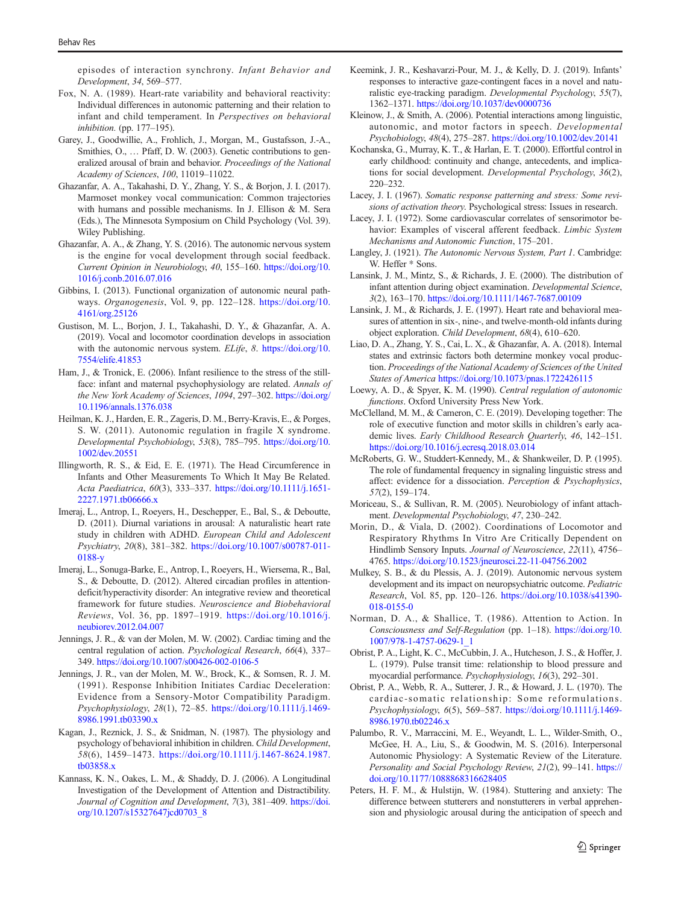episodes of interaction synchrony. *Infant Behavior and Development*, *34*, 569–577.

Fox, N. A. (1989). Heart-rate variability and behavioral reactivity: Individual differences in autonomic patterning and their relation to infant and child temperament. In *Perspectives on behavioral inhibition.* (pp. 177–195).

Garey, J., Goodwillie, A., Frohlich, J., Morgan, M., Gustafsson, J.-A., Smithies, O., … Pfaff, D. W. (2003). Genetic contributions to generalized arousal of brain and behavior. *Proceedings of the National Academy of Sciences*, *100*, 11019–11022.

Ghazanfar, A. A., Takahashi, D. Y., Zhang, Y. S., & Borjon, J. I. (2017). Marmoset monkey vocal communication: Common trajectories with humans and possible mechanisms. In J. Ellison & M. Sera (Eds.), The Minnesota Symposium on Child Psychology (Vol. 39). Wiley Publishing.

Ghazanfar, A. A., & Zhang, Y. S. (2016). The autonomic nervous system is the engine for vocal development through social feedback. *Current Opinion in Neurobiology*, *40*, 155–160. https://doi.org/10.1016/j.conb.2016.07.016

Gibbins, I. (2013). Functional organization of autonomic neural pathways. *Organogenesis*, Vol. 9, pp. 122–128. https://doi.org/10.4161/org.25126

Gustison, M. L., Borjon, J. I., Takahashi, D. Y., & Ghazanfar, A. A. (2019). Vocal and locomotor coordination develops in association with the autonomic nervous system. *ELife*, *8*. https://doi.org/10.7554/elife.41853

Ham, J., & Tronick, E. (2006). Infant resilience to the stress of the still-face: infant and maternal psychophysiology are related. *Annals of the New York Academy of Sciences*, *1094*, 297–302. https://doi.org/10.1196/annals.1376.038

Heilman, K. J., Harden, E. R., Zageris, D. M., Berry-Kravis, E., & Porges, S. W. (2011). Autonomic regulation in fragile X syndrome. *Developmental Psychobiology*, *53*(8), 785–795. https://doi.org/10.1002/dev.20551

Illingworth, R. S., & Eid, E. E. (1971). The Head Circumference in Infants and Other Measurements To Which It May Be Related. *Acta Paediatrica*, *60*(3), 333–337. https://doi.org/10.1111/j.1651-2227.1971.tb06666.x

Imeraj, L., Antrop, I., Roeyers, H., Deschepper, E., Bal, S., & Deboutte, D. (2011). Diurnal variations in arousal: A naturalistic heart rate study in children with ADHD. *European Child and Adolescent Psychiatry*, *20*(8), 381–382. https://doi.org/10.1007/s00787-011-0188-y

Imeraj, L., Sonuga-Barke, E., Antrop, I., Roeyers, H., Wiersema, R., Bal, S., & Deboutte, D. (2012). Altered circadian profiles in attention-deficit/hyperactivity disorder: An integrative review and theoretical framework for future studies. *Neuroscience and Biobehavioral Reviews*, Vol. 36, pp. 1897–1919. https://doi.org/10.1016/j.neubiorev.2012.04.007

Jennings, J. R., & van der Molen, M. W. (2002). Cardiac timing and the central regulation of action. *Psychological Research*, *66*(4), 337–349. https://doi.org/10.1007/s00426-002-0106-5

Jennings, J. R., van der Molen, M. W., Brock, K., & Somsen, R. J. M. (1991). Response Inhibition Initiates Cardiac Deceleration: Evidence from a Sensory-Motor Compatibility Paradigm. *Psychophysiology*, *28*(1), 72–85. https://doi.org/10.1111/j.1469-8986.1991.tb03390.x

Kagan, J., Reznick, J. S., & Snidman, N. (1987). The physiology and psychology of behavioral inhibition in children. *Child Development*, *58*(6), 1459–1473. https://doi.org/10.1111/j.1467-8624.1987.tb03858.x

Kannass, K. N., Oakes, L. M., & Shaddy, D. J. (2006). A Longitudinal Investigation of the Development of Attention and Distractibility. *Journal of Cognition and Development*, *7*(3), 381–409. https://doi.org/10.1207/s15327647jcd0703_8

Keemink, J. R., Keshavarzi-Pour, M. J., & Kelly, D. J. (2019). Infants' responses to interactive gaze-contingent faces in a novel and naturalistic eye-tracking paradigm. *Developmental Psychology*, *55*(7), 1362–1371. https://doi.org/10.1037/dev0000736

Kleinow, J., & Smith, A. (2006). Potential interactions among linguistic, autonomic, and motor factors in speech. *Developmental Psychobiology*, *48*(4), 275–287. https://doi.org/10.1002/dev.20141

Kochanska, G., Murray, K. T., & Harlan, E. T. (2000). Effortful control in early childhood: continuity and change, antecedents, and implications for social development. *Developmental Psychology*, *36*(2), 220–232.

Lacey, J. I. (1967). *Somatic response patterning and stress: Some revisions of activation theory*. Psychological stress: Issues in research.

Lacey, J. I. (1972). Some cardiovascular correlates of sensorimotor behavior: Examples of visceral afferent feedback. *Limbic System Mechanisms and Autonomic Function*, 175–201.

Langley, J. (1921). *The Autonomic Nervous System, Part 1*. Cambridge: W. Heffer * Sons.

Lansink, J. M., Mintz, S., & Richards, J. E. (2000). The distribution of infant attention during object examination. *Developmental Science*, *3*(2), 163–170. https://doi.org/10.1111/1467-7687.00109

Lansink, J. M., & Richards, J. E. (1997). Heart rate and behavioral measures of attention in six-, nine-, and twelve-month-old infants during object exploration. *Child Development*, *68*(4), 610–620.

Liao, D. A., Zhang, Y. S., Cai, L. X., & Ghazanfar, A. A. (2018). Internal states and extrinsic factors both determine monkey vocal production. *Proceedings of the National Academy of Sciences of the United States of America* https://doi.org/10.1073/pnas.1722426115

Loewy, A. D., & Spyer, K. M. (1990). *Central regulation of autonomic functions*. Oxford University Press New York.

McClelland, M. M., & Cameron, C. E. (2019). Developing together: The role of executive function and motor skills in children's early academic lives. *Early Childhood Research Quarterly*, *46*, 142–151. https://doi.org/10.1016/j.ecresq.2018.03.014

McRoberts, G. W., Studdert-Kennedy, M., & Shankweiler, D. P. (1995). The role of fundamental frequency in signaling linguistic stress and affect: evidence for a dissociation. *Perception & Psychophysics*, *57*(2), 159–174.

Moriceau, S., & Sullivan, R. M. (2005). Neurobiology of infant attachment. *Developmental Psychobiology*, *47*, 230–242.

Morin, D., & Viala, D. (2002). Coordinations of Locomotor and Respiratory Rhythms In Vitro Are Critically Dependent on Hindlimb Sensory Inputs. *Journal of Neuroscience*, *22*(11), 4756–4765. https://doi.org/10.1523/jneurosci.22-11-04756.2002

Mulkey, S. B., & du Plessis, A. J. (2019). Autonomic nervous system development and its impact on neuropsychiatric outcome. *Pediatric Research*, Vol. 85, pp. 120–126. https://doi.org/10.1038/s41390-018-0155-0

Norman, D. A., & Shallice, T. (1986). Attention to Action. In *Consciousness and Self-Regulation* (pp. 1–18). https://doi.org/10.1007/978-1-4757-0629-1_1

Obrist, P. A., Light, K. C., McCubbin, J. A., Hutcheson, J. S., & Hoffer, J. L. (1979). Pulse transit time: relationship to blood pressure and myocardial performance. *Psychophysiology*, *16*(3), 292–301.

Obrist, P. A., Webb, R. A., Sutterer, J. R., & Howard, J. L. (1970). The cardiac-somatic relationship: Some reformulations. *Psychophysiology*, *6*(5), 569–587. https://doi.org/10.1111/j.1469-8986.1970.tb02246.x

Palumbo, R. V., Marraccini, M. E., Weyandt, L. L., Wilder-Smith, O., McGee, H. A., Liu, S., & Goodwin, M. S. (2016). Interpersonal Autonomic Physiology: A Systematic Review of the Literature. *Personality and Social Psychology Review*, *21*(2), 99–141. https://doi.org/10.1177/1088868316628405

Peters, H. F. M., & Hulstijn, W. (1984). Stuttering and anxiety: The difference between stutterers and nonstutterers in verbal apprehension and physiologic arousal during the anticipation of speech and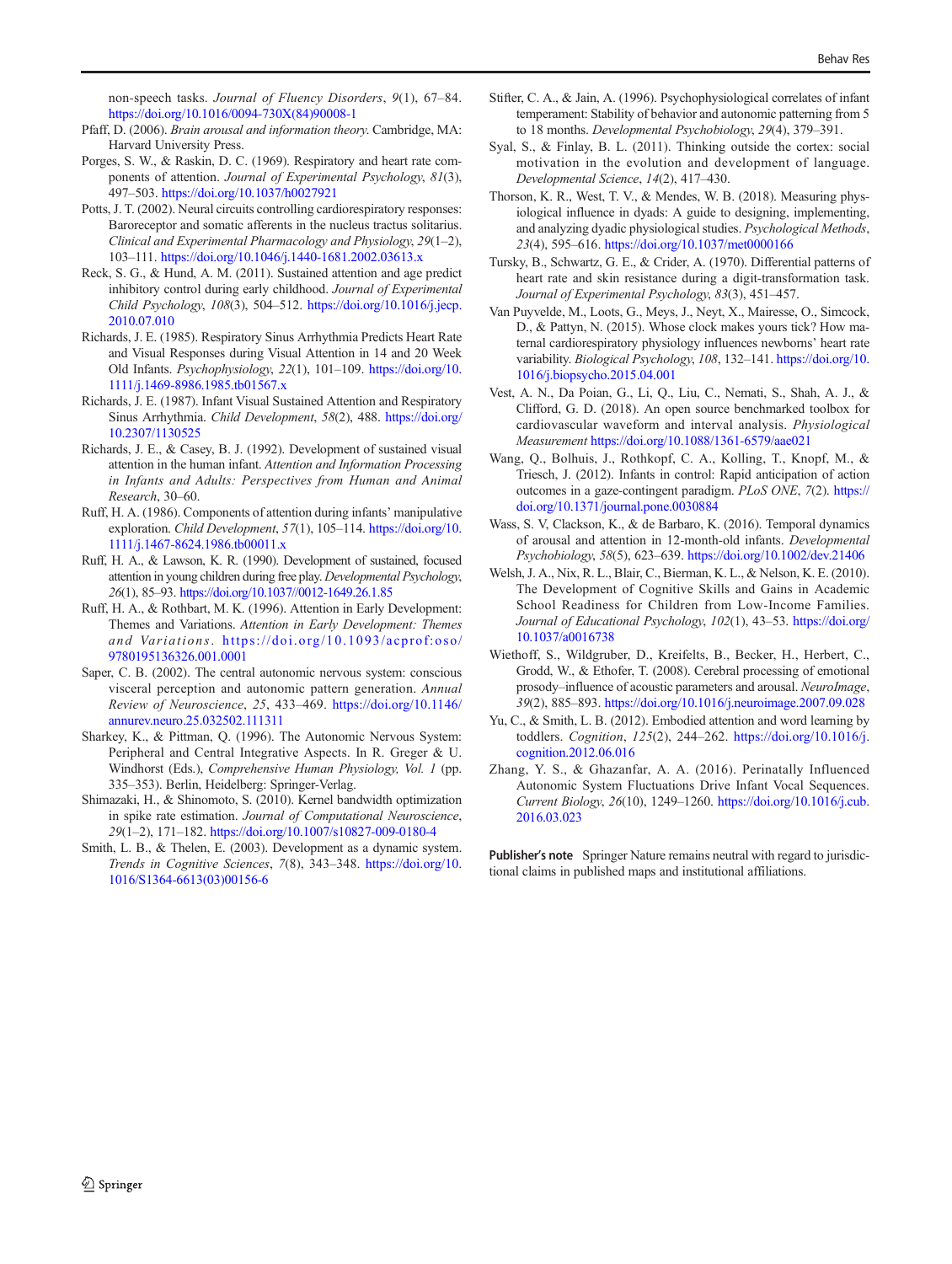non-speech tasks. *Journal of Fluency Disorders*, *9*(1), 67–84. https://doi.org/10.1016/0094-730X(84)90008-1

Pfaff, D. (2006). *Brain arousal and information theory*. Cambridge, MA: Harvard University Press.

Porges, S. W., & Raskin, D. C. (1969). Respiratory and heart rate components of attention. *Journal of Experimental Psychology*, *81*(3), 497–503. https://doi.org/10.1037/h0027921

Potts, J. T. (2002). Neural circuits controlling cardiorespiratory responses: Baroreceptor and somatic afferents in the nucleus tractus solitarius. *Clinical and Experimental Pharmacology and Physiology*, *29*(1–2), 103–111. https://doi.org/10.1046/j.1440-1681.2002.03613.x

Reck, S. G., & Hund, A. M. (2011). Sustained attention and age predict inhibitory control during early childhood. *Journal of Experimental Child Psychology*, *108*(3), 504–512. https://doi.org/10.1016/j.jecp.2010.07.010

Richards, J. E. (1985). Respiratory Sinus Arrhythmia Predicts Heart Rate and Visual Responses during Visual Attention in 14 and 20 Week Old Infants. *Psychophysiology*, *22*(1), 101–109. https://doi.org/10.1111/j.1469-8986.1985.tb01567.x

Richards, J. E. (1987). Infant Visual Sustained Attention and Respiratory Sinus Arrhythmia. *Child Development*, *58*(2), 488. https://doi.org/10.2307/1130525

Richards, J. E., & Casey, B. J. (1992). Development of sustained visual attention in the human infant. *Attention and Information Processing in Infants and Adults: Perspectives from Human and Animal Research*, 30–60.

Ruff, H. A. (1986). Components of attention during infants' manipulative exploration. *Child Development*, *57*(1), 105–114. https://doi.org/10.1111/j.1467-8624.1986.tb00011.x

Ruff, H. A., & Lawson, K. R. (1990). Development of sustained, focused attention in young children during free play. *Developmental Psychology*, *26*(1), 85–93. https://doi.org/10.1037//0012-1649.26.1.85

Ruff, H. A., & Rothbart, M. K. (1996). Attention in Early Development: Themes and Variations. *Attention in Early Development: Themes and Variations*. https://doi.org/10.1093/acprof:oso/9780195136326.001.0001

Saper, C. B. (2002). The central autonomic nervous system: conscious visceral perception and autonomic pattern generation. *Annual Review of Neuroscience*, *25*, 433–469. https://doi.org/10.1146/annurev.neuro.25.032502.111311

Sharkey, K., & Pittman, Q. (1996). The Autonomic Nervous System: Peripheral and Central Integrative Aspects. In R. Greger & U. Windhorst (Eds.), *Comprehensive Human Physiology, Vol. 1* (pp. 335–353). Berlin, Heidelberg: Springer-Verlag.

Shimazaki, H., & Shinomoto, S. (2010). Kernel bandwidth optimization in spike rate estimation. *Journal of Computational Neuroscience*, *29*(1–2), 171–182. https://doi.org/10.1007/s10827-009-0180-4

Smith, L. B., & Thelen, E. (2003). Development as a dynamic system. *Trends in Cognitive Sciences*, *7*(8), 343–348. https://doi.org/10.1016/S1364-6613(03)00156-6

Stifter, C. A., & Jain, A. (1996). Psychophysiological correlates of infant temperament: Stability of behavior and autonomic patterning from 5 to 18 months. *Developmental Psychobiology*, *29*(4), 379–391.

Syal, S., & Finlay, B. L. (2011). Thinking outside the cortex: social motivation in the evolution and development of language. *Developmental Science*, *14*(2), 417–430.

Thorson, K. R., West, T. V., & Mendes, W. B. (2018). Measuring physiological influence in dyads: A guide to designing, implementing, and analyzing dyadic physiological studies. *Psychological Methods*, *23*(4), 595–616. https://doi.org/10.1037/met0000166

Tursky, B., Schwartz, G. E., & Crider, A. (1970). Differential patterns of heart rate and skin resistance during a digit-transformation task. *Journal of Experimental Psychology*, *83*(3), 451–457.

Van Puyvelde, M., Loots, G., Meys, J., Neyt, X., Mairesse, O., Simcock, D., & Pattyn, N. (2015). Whose clock makes yours tick? How maternal cardiorespiratory physiology influences newborns' heart rate variability. *Biological Psychology*, *108*, 132–141. https://doi.org/10.1016/j.biopsycho.2015.04.001

Vest, A. N., Da Poian, G., Li, Q., Liu, C., Nemati, S., Shah, A. J., & Clifford, G. D. (2018). An open source benchmarked toolbox for cardiovascular waveform and interval analysis. *Physiological Measurement* https://doi.org/10.1088/1361-6579/aae021

Wang, Q., Bolhuis, J., Rothkopf, C. A., Kolling, T., Knopf, M., & Triesch, J. (2012). Infants in control: Rapid anticipation of action outcomes in a gaze-contingent paradigm. *PLoS ONE*, *7*(2). https://doi.org/10.1371/journal.pone.0030884

Wass, S. V, Clackson, K., & de Barbaro, K. (2016). Temporal dynamics of arousal and attention in 12-month-old infants. *Developmental Psychobiology*, *58*(5), 623–639. https://doi.org/10.1002/dev.21406

Welsh, J. A., Nix, R. L., Blair, C., Bierman, K. L., & Nelson, K. E. (2010). The Development of Cognitive Skills and Gains in Academic School Readiness for Children from Low-Income Families. *Journal of Educational Psychology*, *102*(1), 43–53. https://doi.org/10.1037/a0016738

Wiethoff, S., Wildgruber, D., Kreifelts, B., Becker, H., Herbert, C., Grodd, W., & Ethofer, T. (2008). Cerebral processing of emotional prosody–influence of acoustic parameters and arousal. *NeuroImage*, *39*(2), 885–893. https://doi.org/10.1016/j.neuroimage.2007.09.028

Yu, C., & Smith, L. B. (2012). Embodied attention and word learning by toddlers. *Cognition*, *125*(2), 244–262. https://doi.org/10.1016/j.cognition.2012.06.016

Zhang, Y. S., & Ghazanfar, A. A. (2016). Perinatally Influenced Autonomic System Fluctuations Drive Infant Vocal Sequences. *Current Biology*, *26*(10), 1249–1260. https://doi.org/10.1016/j.cub.2016.03.023

**Publisher's note** Springer Nature remains neutral with regard to jurisdictional claims in published maps and institutional affiliations.